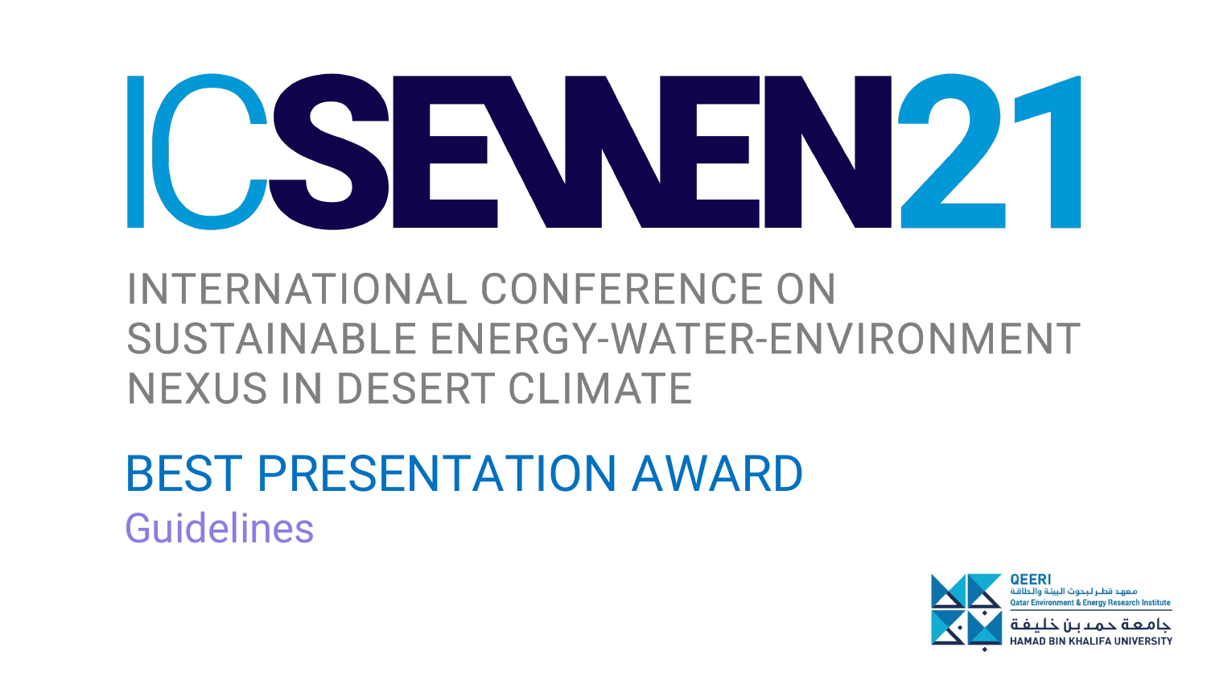# ICSEWEN21

## INTERNATIONAL CONFERENCE ON SUSTAINABLE ENERGY-WATER-ENVIRONMENT NEXUS IN DESERT CLIMATE

## BEST PRESENTATION AWARD

### Guidelines

QEERI
معهد قطر لبحوث البيئة والطاقة
Qatar Environment & Energy Research Institute

جامعة حمد بن خليفة
HAMAD BIN KHALIFA UNIVERSITY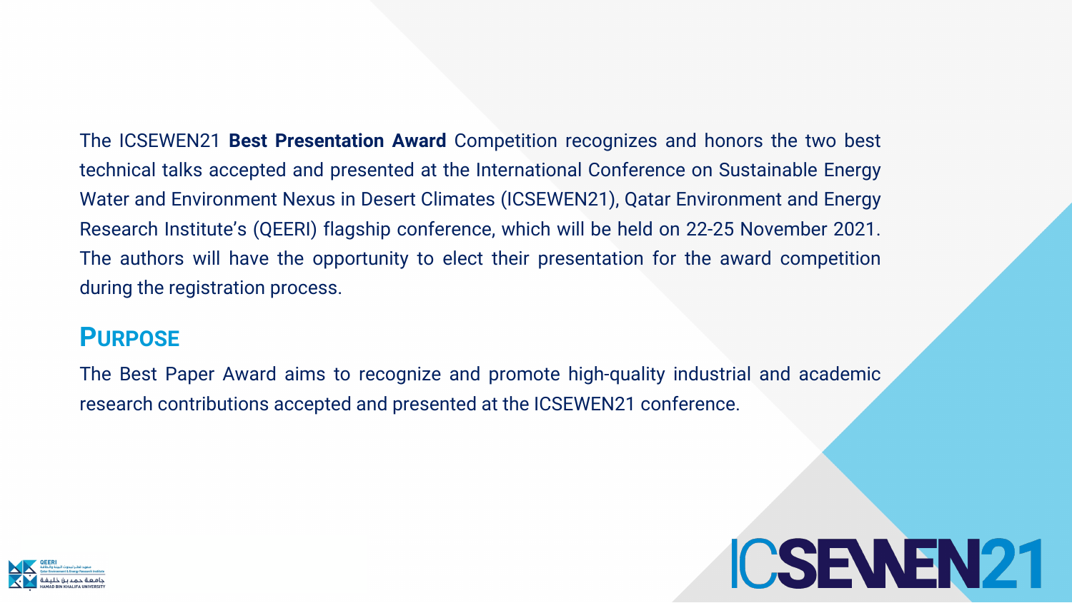The ICSEWEN21 **Best Presentation Award** Competition recognizes and honors the two best technical talks accepted and presented at the International Conference on Sustainable Energy Water and Environment Nexus in Desert Climates (ICSEWEN21), Qatar Environment and Energy Research Institute's (QEERI) flagship conference, which will be held on 22-25 November 2021. The authors will have the opportunity to elect their presentation for the award competition during the registration process.

## PURPOSE

The Best Paper Award aims to recognize and promote high-quality industrial and academic research contributions accepted and presented at the ICSEWEN21 conference.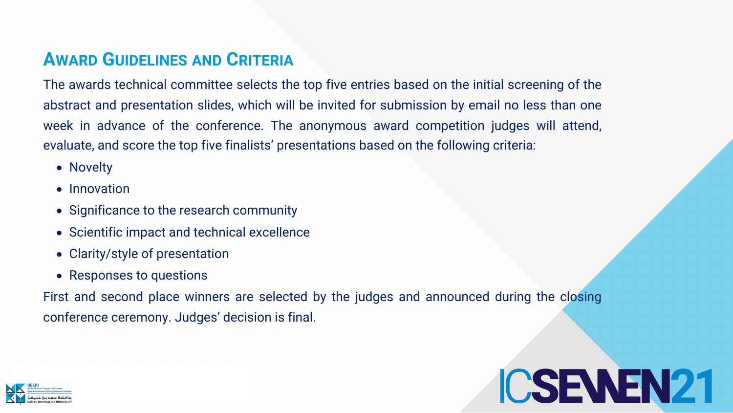## Award Guidelines and Criteria

The awards technical committee selects the top five entries based on the initial screening of the abstract and presentation slides, which will be invited for submission by email no less than one week in advance of the conference. The anonymous award competition judges will attend, evaluate, and score the top five finalists' presentations based on the following criteria:

- Novelty
- Innovation
- Significance to the research community
- Scientific impact and technical excellence
- Clarity/style of presentation
- Responses to questions

First and second place winners are selected by the judges and announced during the closing conference ceremony. Judges' decision is final.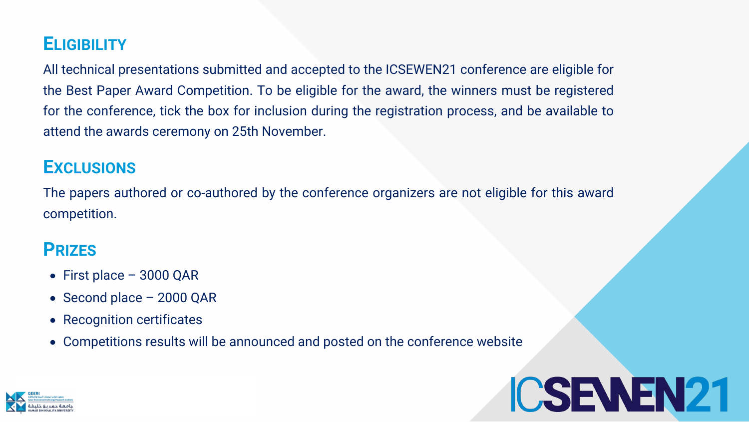## Eligibility

All technical presentations submitted and accepted to the ICSEWEN21 conference are eligible for the Best Paper Award Competition. To be eligible for the award, the winners must be registered for the conference, tick the box for inclusion during the registration process, and be available to attend the awards ceremony on 25th November.

## Exclusions

The papers authored or co-authored by the conference organizers are not eligible for this award competition.

## Prizes

- First place – 3000 QAR
- Second place – 2000 QAR
- Recognition certificates
- Competitions results will be announced and posted on the conference website

QEERI
معهد قطر لبحوث البيئة والطاقة
Qatar Environment & Energy Research Institute
جامعة حمد بن خليفة
HAMAD BIN KHALIFA UNIVERSITY

ICSEWEN21